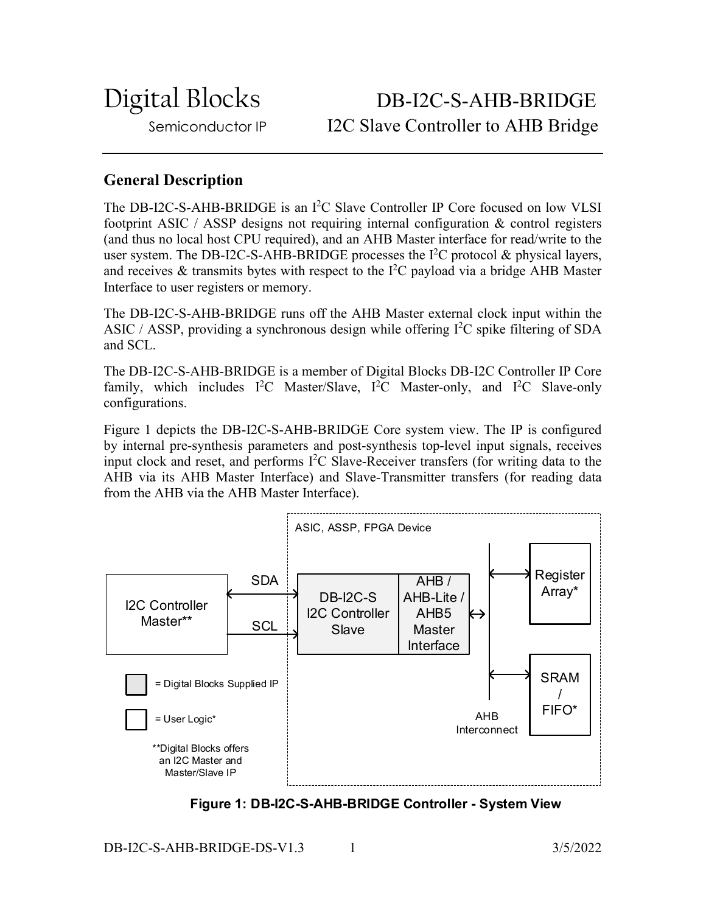# Digital Blocks

Semiconductor IP

# DB-I2C-S-AHB-BRIDGE

## I2C Slave Controller to AHB Bridge

## General Description

The DB-I2C-S-AHB-BRIDGE is an I$^2$C Slave Controller IP Core focused on low VLSI footprint ASIC / ASSP designs not requiring internal configuration & control registers (and thus no local host CPU required), and an AHB Master interface for read/write to the user system. The DB-I2C-S-AHB-BRIDGE processes the I$^2$C protocol & physical layers, and receives & transmits bytes with respect to the I$^2$C payload via a bridge AHB Master Interface to user registers or memory.

The DB-I2C-S-AHB-BRIDGE runs off the AHB Master external clock input within the ASIC / ASSP, providing a synchronous design while offering I$^2$C spike filtering of SDA and SCL.

The DB-I2C-S-AHB-BRIDGE is a member of Digital Blocks DB-I2C Controller IP Core family, which includes I$^2$C Master/Slave, I$^2$C Master-only, and I$^2$C Slave-only configurations.

Figure 1 depicts the DB-I2C-S-AHB-BRIDGE Core system view. The IP is configured by internal pre-synthesis parameters and post-synthesis top-level input signals, receives input clock and reset, and performs I$^2$C Slave-Receiver transfers (for writing data to the AHB via its AHB Master Interface) and Slave-Transmitter transfers (for reading data from the AHB via the AHB Master Interface).

ASIC, ASSP, FPGA Device

I2C Controller Master** — SDA / SCL — DB-I2C-S I2C Controller Slave | AHB / AHB-Lite / AHB5 Master Interface — AHB Interconnect — Register Array*, SRAM / FIFO*

= Digital Blocks Supplied IP

= User Logic*

**Digital Blocks offers an I2C Master and Master/Slave IP

**Figure 1: DB-I2C-S-AHB-BRIDGE Controller - System View**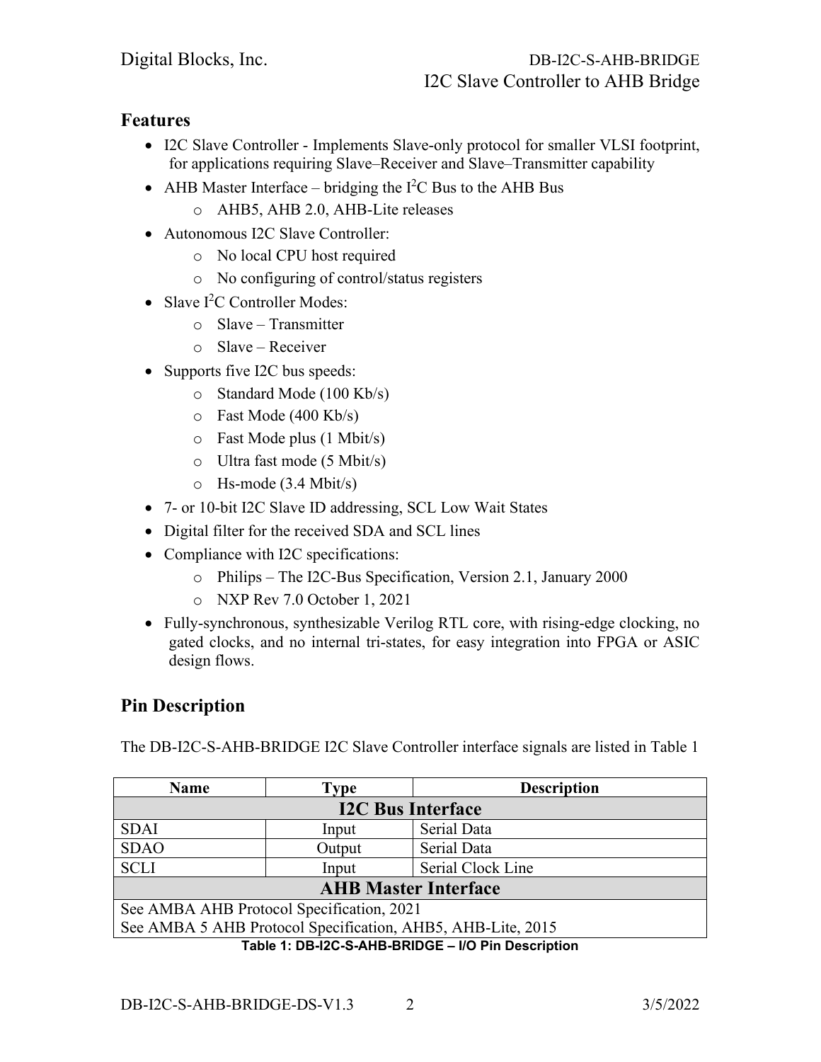## Features

- I2C Slave Controller - Implements Slave-only protocol for smaller VLSI footprint, for applications requiring Slave–Receiver and Slave–Transmitter capability
- AHB Master Interface – bridging the I$^2$C Bus to the AHB Bus
  - AHB5, AHB 2.0, AHB-Lite releases
- Autonomous I2C Slave Controller:
  - No local CPU host required
  - No configuring of control/status registers
- Slave I$^2$C Controller Modes:
  - Slave – Transmitter
  - Slave – Receiver
- Supports five I2C bus speeds:
  - Standard Mode (100 Kb/s)
  - Fast Mode (400 Kb/s)
  - Fast Mode plus (1 Mbit/s)
  - Ultra fast mode (5 Mbit/s)
  - Hs-mode (3.4 Mbit/s)
- 7- or 10-bit I2C Slave ID addressing, SCL Low Wait States
- Digital filter for the received SDA and SCL lines
- Compliance with I2C specifications:
  - Philips – The I2C-Bus Specification, Version 2.1, January 2000
  - NXP Rev 7.0 October 1, 2021
- Fully-synchronous, synthesizable Verilog RTL core, with rising-edge clocking, no gated clocks, and no internal tri-states, for easy integration into FPGA or ASIC design flows.

## Pin Description

The DB-I2C-S-AHB-BRIDGE I2C Slave Controller interface signals are listed in Table 1

| Name | Type | Description |
|---|---|---|
| **I2C Bus Interface** | | |
| SDAI | Input | Serial Data |
| SDAO | Output | Serial Data |
| SCLI | Input | Serial Clock Line |
| **AHB Master Interface** | | |
| See AMBA AHB Protocol Specification, 2021 | | |
| See AMBA 5 AHB Protocol Specification, AHB5, AHB-Lite, 2015 | | |

**Table 1: DB-I2C-S-AHB-BRIDGE – I/O Pin Description**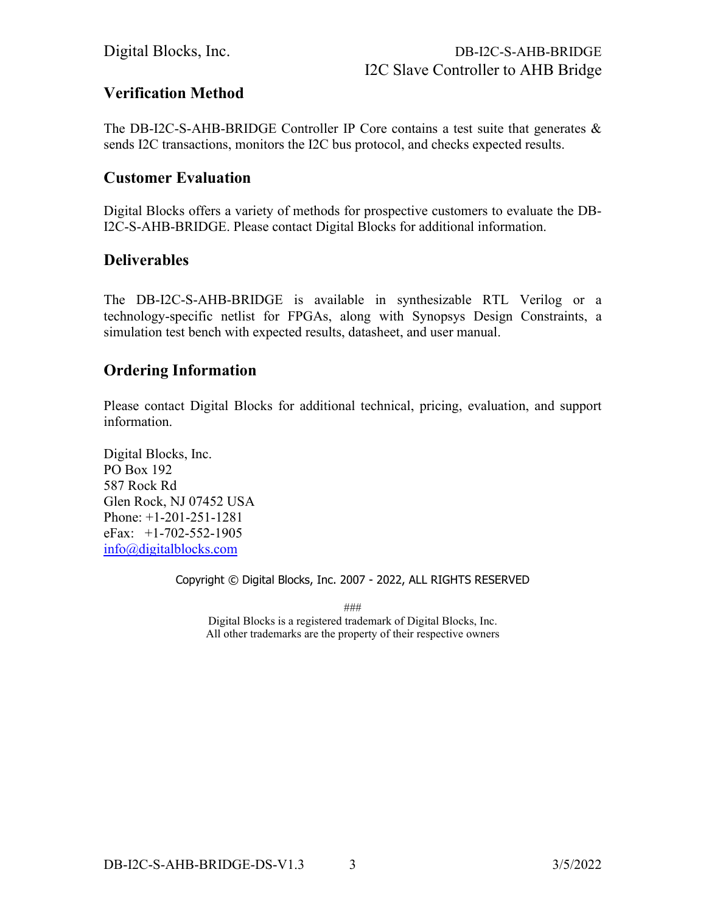## Verification Method

The DB-I2C-S-AHB-BRIDGE Controller IP Core contains a test suite that generates & sends I2C transactions, monitors the I2C bus protocol, and checks expected results.

## Customer Evaluation

Digital Blocks offers a variety of methods for prospective customers to evaluate the DB-I2C-S-AHB-BRIDGE. Please contact Digital Blocks for additional information.

## Deliverables

The DB-I2C-S-AHB-BRIDGE is available in synthesizable RTL Verilog or a technology-specific netlist for FPGAs, along with Synopsys Design Constraints, a simulation test bench with expected results, datasheet, and user manual.

## Ordering Information

Please contact Digital Blocks for additional technical, pricing, evaluation, and support information.

Digital Blocks, Inc.
PO Box 192
587 Rock Rd
Glen Rock, NJ 07452 USA
Phone: +1-201-251-1281
eFax: +1-702-552-1905
info@digitalblocks.com

Copyright © Digital Blocks, Inc. 2007 - 2022, ALL RIGHTS RESERVED

###

Digital Blocks is a registered trademark of Digital Blocks, Inc.
All other trademarks are the property of their respective owners